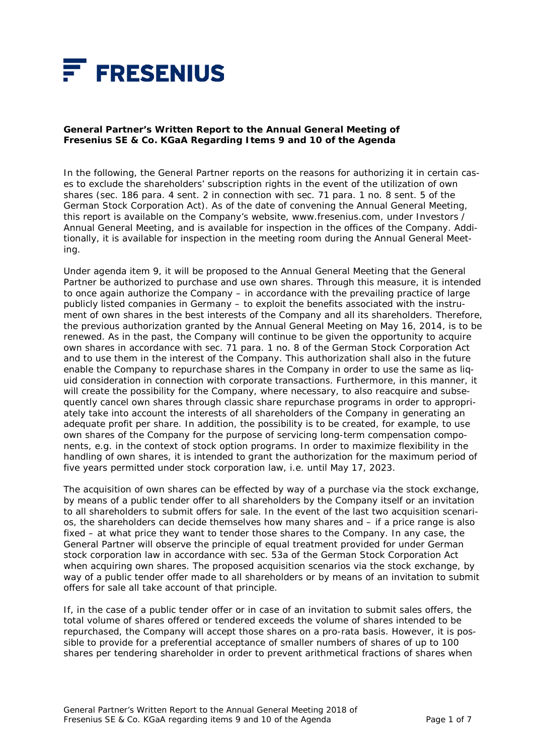FRESENIUS

**General Partner's Written Report to the Annual General Meeting of Fresenius SE & Co. KGaA Regarding Items 9 and 10 of the Agenda**

In the following, the General Partner reports on the reasons for authorizing it in certain cases to exclude the shareholders' subscription rights in the event of the utilization of own shares (sec. 186 para. 4 sent. 2 in connection with sec. 71 para. 1 no. 8 sent. 5 of the German Stock Corporation Act). As of the date of convening the Annual General Meeting, this report is available on the Company's website, www.fresenius.com, under Investors / Annual General Meeting, and is available for inspection in the offices of the Company. Additionally, it is available for inspection in the meeting room during the Annual General Meeting.

Under agenda item 9, it will be proposed to the Annual General Meeting that the General Partner be authorized to purchase and use own shares. Through this measure, it is intended to once again authorize the Company – in accordance with the prevailing practice of large publicly listed companies in Germany – to exploit the benefits associated with the instrument of own shares in the best interests of the Company and all its shareholders. Therefore, the previous authorization granted by the Annual General Meeting on May 16, 2014, is to be renewed. As in the past, the Company will continue to be given the opportunity to acquire own shares in accordance with sec. 71 para. 1 no. 8 of the German Stock Corporation Act and to use them in the interest of the Company. This authorization shall also in the future enable the Company to repurchase shares in the Company in order to use the same as liquid consideration in connection with corporate transactions. Furthermore, in this manner, it will create the possibility for the Company, where necessary, to also reacquire and subsequently cancel own shares through classic share repurchase programs in order to appropriately take into account the interests of all shareholders of the Company in generating an adequate profit per share. In addition, the possibility is to be created, for example, to use own shares of the Company for the purpose of servicing long-term compensation components, e.g. in the context of stock option programs. In order to maximize flexibility in the handling of own shares, it is intended to grant the authorization for the maximum period of five years permitted under stock corporation law, i.e. until May 17, 2023.

The acquisition of own shares can be effected by way of a purchase via the stock exchange, by means of a public tender offer to all shareholders by the Company itself or an invitation to all shareholders to submit offers for sale. In the event of the last two acquisition scenarios, the shareholders can decide themselves how many shares and – if a price range is also fixed – at what price they want to tender those shares to the Company. In any case, the General Partner will observe the principle of equal treatment provided for under German stock corporation law in accordance with sec. 53a of the German Stock Corporation Act when acquiring own shares. The proposed acquisition scenarios via the stock exchange, by way of a public tender offer made to all shareholders or by means of an invitation to submit offers for sale all take account of that principle.

If, in the case of a public tender offer or in case of an invitation to submit sales offers, the total volume of shares offered or tendered exceeds the volume of shares intended to be repurchased, the Company will accept those shares on a pro-rata basis. However, it is possible to provide for a preferential acceptance of smaller numbers of shares of up to 100 shares per tendering shareholder in order to prevent arithmetical fractions of shares when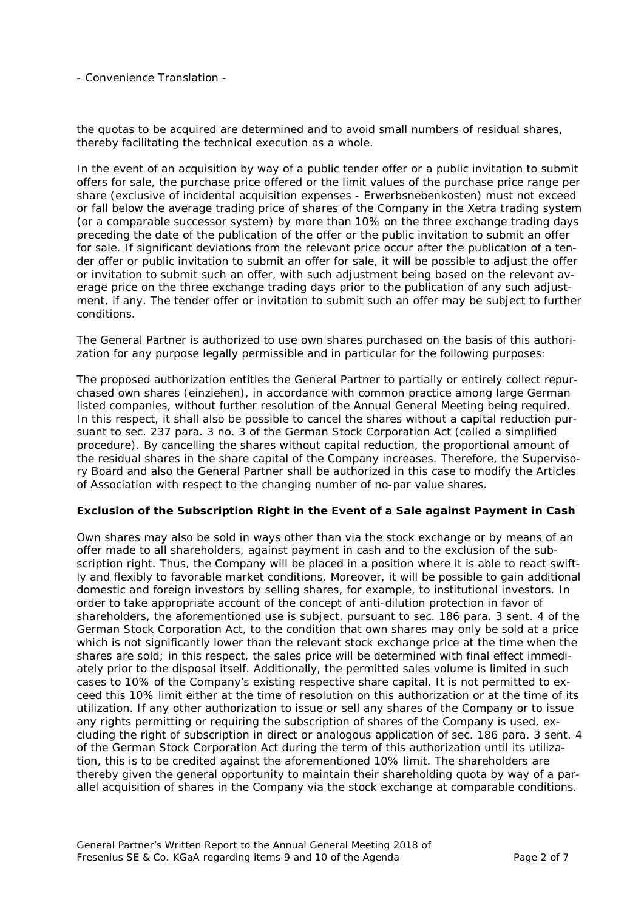- Convenience Translation -

the quotas to be acquired are determined and to avoid small numbers of residual shares, thereby facilitating the technical execution as a whole.

In the event of an acquisition by way of a public tender offer or a public invitation to submit offers for sale, the purchase price offered or the limit values of the purchase price range per share (exclusive of incidental acquisition expenses - Erwerbsnebenkosten) must not exceed or fall below the average trading price of shares of the Company in the Xetra trading system (or a comparable successor system) by more than 10% on the three exchange trading days preceding the date of the publication of the offer or the public invitation to submit an offer for sale. If significant deviations from the relevant price occur after the publication of a tender offer or public invitation to submit an offer for sale, it will be possible to adjust the offer or invitation to submit such an offer, with such adjustment being based on the relevant average price on the three exchange trading days prior to the publication of any such adjustment, if any. The tender offer or invitation to submit such an offer may be subject to further conditions.

The General Partner is authorized to use own shares purchased on the basis of this authorization for any purpose legally permissible and in particular for the following purposes:

The proposed authorization entitles the General Partner to partially or entirely collect repurchased own shares (einziehen), in accordance with common practice among large German listed companies, without further resolution of the Annual General Meeting being required. In this respect, it shall also be possible to cancel the shares without a capital reduction pursuant to sec. 237 para. 3 no. 3 of the German Stock Corporation Act (called a simplified procedure). By cancelling the shares without capital reduction, the proportional amount of the residual shares in the share capital of the Company increases. Therefore, the Supervisory Board and also the General Partner shall be authorized in this case to modify the Articles of Association with respect to the changing number of no-par value shares.

**Exclusion of the Subscription Right in the Event of a Sale against Payment in Cash**

Own shares may also be sold in ways other than via the stock exchange or by means of an offer made to all shareholders, against payment in cash and to the exclusion of the subscription right. Thus, the Company will be placed in a position where it is able to react swiftly and flexibly to favorable market conditions. Moreover, it will be possible to gain additional domestic and foreign investors by selling shares, for example, to institutional investors. In order to take appropriate account of the concept of anti-dilution protection in favor of shareholders, the aforementioned use is subject, pursuant to sec. 186 para. 3 sent. 4 of the German Stock Corporation Act, to the condition that own shares may only be sold at a price which is not significantly lower than the relevant stock exchange price at the time when the shares are sold; in this respect, the sales price will be determined with final effect immediately prior to the disposal itself. Additionally, the permitted sales volume is limited in such cases to 10% of the Company's existing respective share capital. It is not permitted to exceed this 10% limit either at the time of resolution on this authorization or at the time of its utilization. If any other authorization to issue or sell any shares of the Company or to issue any rights permitting or requiring the subscription of shares of the Company is used, excluding the right of subscription in direct or analogous application of sec. 186 para. 3 sent. 4 of the German Stock Corporation Act during the term of this authorization until its utilization, this is to be credited against the aforementioned 10% limit. The shareholders are thereby given the general opportunity to maintain their shareholding quota by way of a parallel acquisition of shares in the Company via the stock exchange at comparable conditions.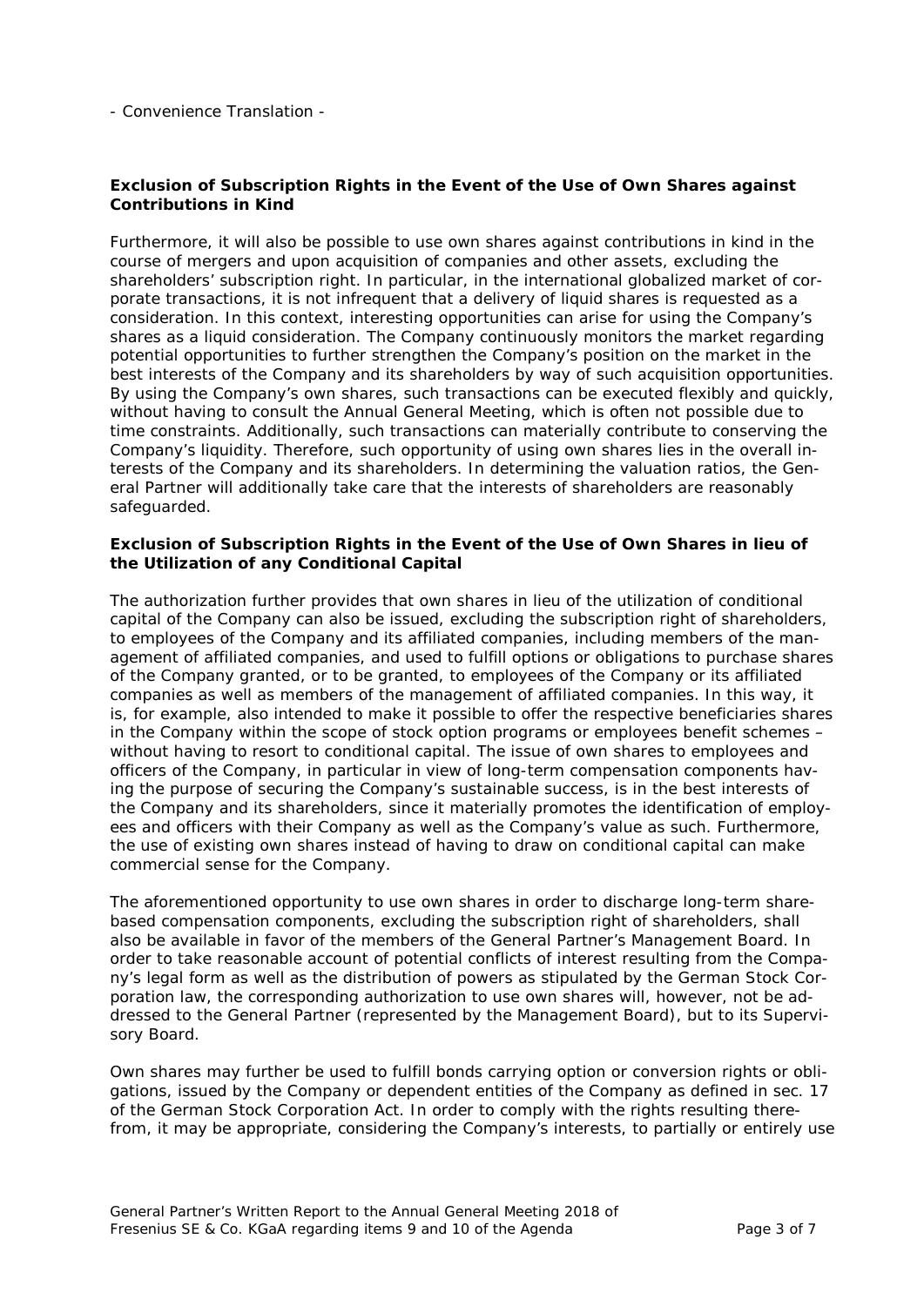- Convenience Translation -

**Exclusion of Subscription Rights in the Event of the Use of Own Shares against Contributions in Kind**

Furthermore, it will also be possible to use own shares against contributions in kind in the course of mergers and upon acquisition of companies and other assets, excluding the shareholders' subscription right. In particular, in the international globalized market of corporate transactions, it is not infrequent that a delivery of liquid shares is requested as a consideration. In this context, interesting opportunities can arise for using the Company's shares as a liquid consideration. The Company continuously monitors the market regarding potential opportunities to further strengthen the Company's position on the market in the best interests of the Company and its shareholders by way of such acquisition opportunities. By using the Company's own shares, such transactions can be executed flexibly and quickly, without having to consult the Annual General Meeting, which is often not possible due to time constraints. Additionally, such transactions can materially contribute to conserving the Company's liquidity. Therefore, such opportunity of using own shares lies in the overall interests of the Company and its shareholders. In determining the valuation ratios, the General Partner will additionally take care that the interests of shareholders are reasonably safeguarded.

**Exclusion of Subscription Rights in the Event of the Use of Own Shares in lieu of the Utilization of any Conditional Capital**

The authorization further provides that own shares in lieu of the utilization of conditional capital of the Company can also be issued, excluding the subscription right of shareholders, to employees of the Company and its affiliated companies, including members of the management of affiliated companies, and used to fulfill options or obligations to purchase shares of the Company granted, or to be granted, to employees of the Company or its affiliated companies as well as members of the management of affiliated companies. In this way, it is, for example, also intended to make it possible to offer the respective beneficiaries shares in the Company within the scope of stock option programs or employees benefit schemes – without having to resort to conditional capital. The issue of own shares to employees and officers of the Company, in particular in view of long-term compensation components having the purpose of securing the Company's sustainable success, is in the best interests of the Company and its shareholders, since it materially promotes the identification of employees and officers with their Company as well as the Company's value as such. Furthermore, the use of existing own shares instead of having to draw on conditional capital can make commercial sense for the Company.

The aforementioned opportunity to use own shares in order to discharge long-term share-based compensation components, excluding the subscription right of shareholders, shall also be available in favor of the members of the General Partner's Management Board. In order to take reasonable account of potential conflicts of interest resulting from the Company's legal form as well as the distribution of powers as stipulated by the German Stock Corporation law, the corresponding authorization to use own shares will, however, not be addressed to the General Partner (represented by the Management Board), but to its Supervisory Board.

Own shares may further be used to fulfill bonds carrying option or conversion rights or obligations, issued by the Company or dependent entities of the Company as defined in sec. 17 of the German Stock Corporation Act. In order to comply with the rights resulting therefrom, it may be appropriate, considering the Company's interests, to partially or entirely use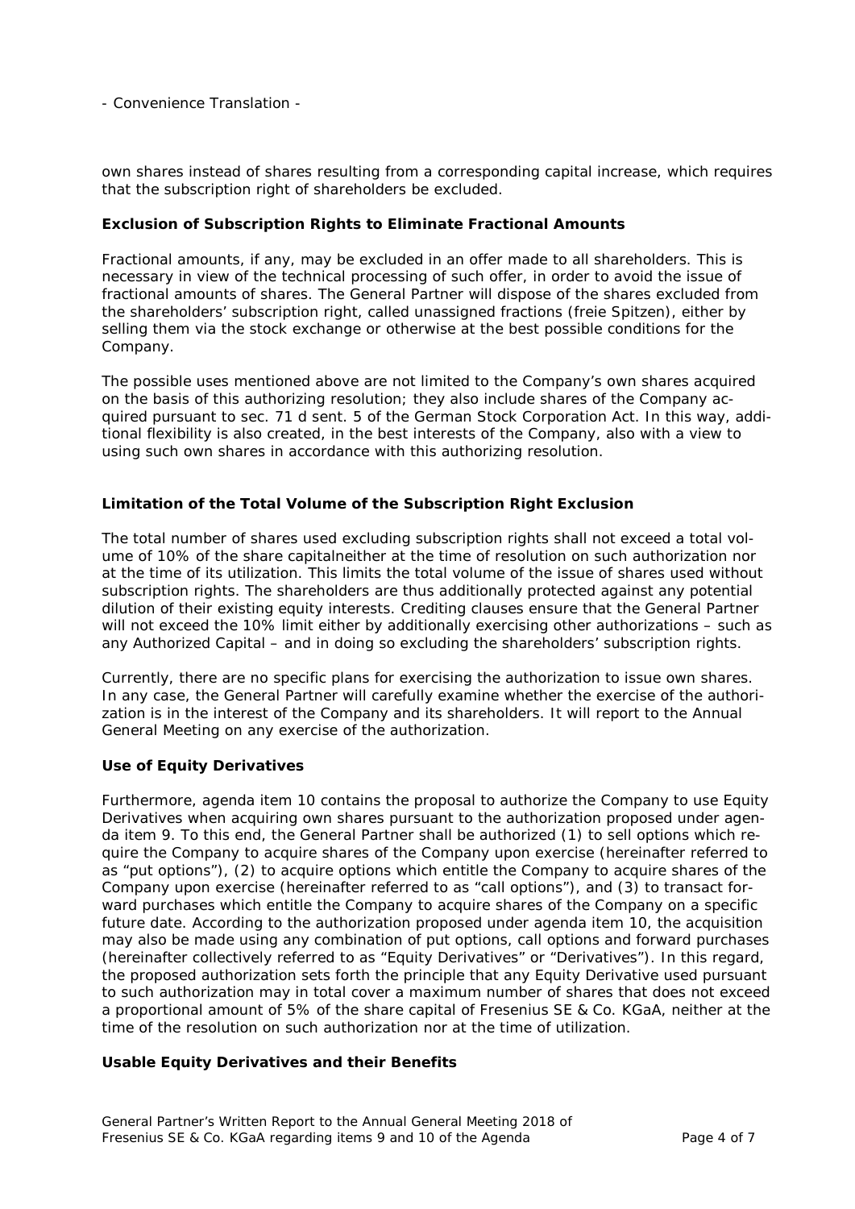own shares instead of shares resulting from a corresponding capital increase, which requires that the subscription right of shareholders be excluded.

**Exclusion of Subscription Rights to Eliminate Fractional Amounts**

Fractional amounts, if any, may be excluded in an offer made to all shareholders. This is necessary in view of the technical processing of such offer, in order to avoid the issue of fractional amounts of shares. The General Partner will dispose of the shares excluded from the shareholders' subscription right, called unassigned fractions (freie Spitzen), either by selling them via the stock exchange or otherwise at the best possible conditions for the Company.

The possible uses mentioned above are not limited to the Company's own shares acquired on the basis of this authorizing resolution; they also include shares of the Company acquired pursuant to sec. 71 d sent. 5 of the German Stock Corporation Act. In this way, additional flexibility is also created, in the best interests of the Company, also with a view to using such own shares in accordance with this authorizing resolution.

**Limitation of the Total Volume of the Subscription Right Exclusion**

The total number of shares used excluding subscription rights shall not exceed a total volume of 10% of the share capitalneither at the time of resolution on such authorization nor at the time of its utilization. This limits the total volume of the issue of shares used without subscription rights. The shareholders are thus additionally protected against any potential dilution of their existing equity interests. Crediting clauses ensure that the General Partner will not exceed the 10% limit either by additionally exercising other authorizations – such as any Authorized Capital – and in doing so excluding the shareholders' subscription rights.

Currently, there are no specific plans for exercising the authorization to issue own shares. In any case, the General Partner will carefully examine whether the exercise of the authorization is in the interest of the Company and its shareholders. It will report to the Annual General Meeting on any exercise of the authorization.

**Use of Equity Derivatives**

Furthermore, agenda item 10 contains the proposal to authorize the Company to use Equity Derivatives when acquiring own shares pursuant to the authorization proposed under agenda item 9. To this end, the General Partner shall be authorized (1) to sell options which require the Company to acquire shares of the Company upon exercise (hereinafter referred to as "put options"), (2) to acquire options which entitle the Company to acquire shares of the Company upon exercise (hereinafter referred to as "call options"), and (3) to transact forward purchases which entitle the Company to acquire shares of the Company on a specific future date. According to the authorization proposed under agenda item 10, the acquisition may also be made using any combination of put options, call options and forward purchases (hereinafter collectively referred to as "Equity Derivatives" or "Derivatives"). In this regard, the proposed authorization sets forth the principle that any Equity Derivative used pursuant to such authorization may in total cover a maximum number of shares that does not exceed a proportional amount of 5% of the share capital of Fresenius SE & Co. KGaA, neither at the time of the resolution on such authorization nor at the time of utilization.

**Usable Equity Derivatives and their Benefits**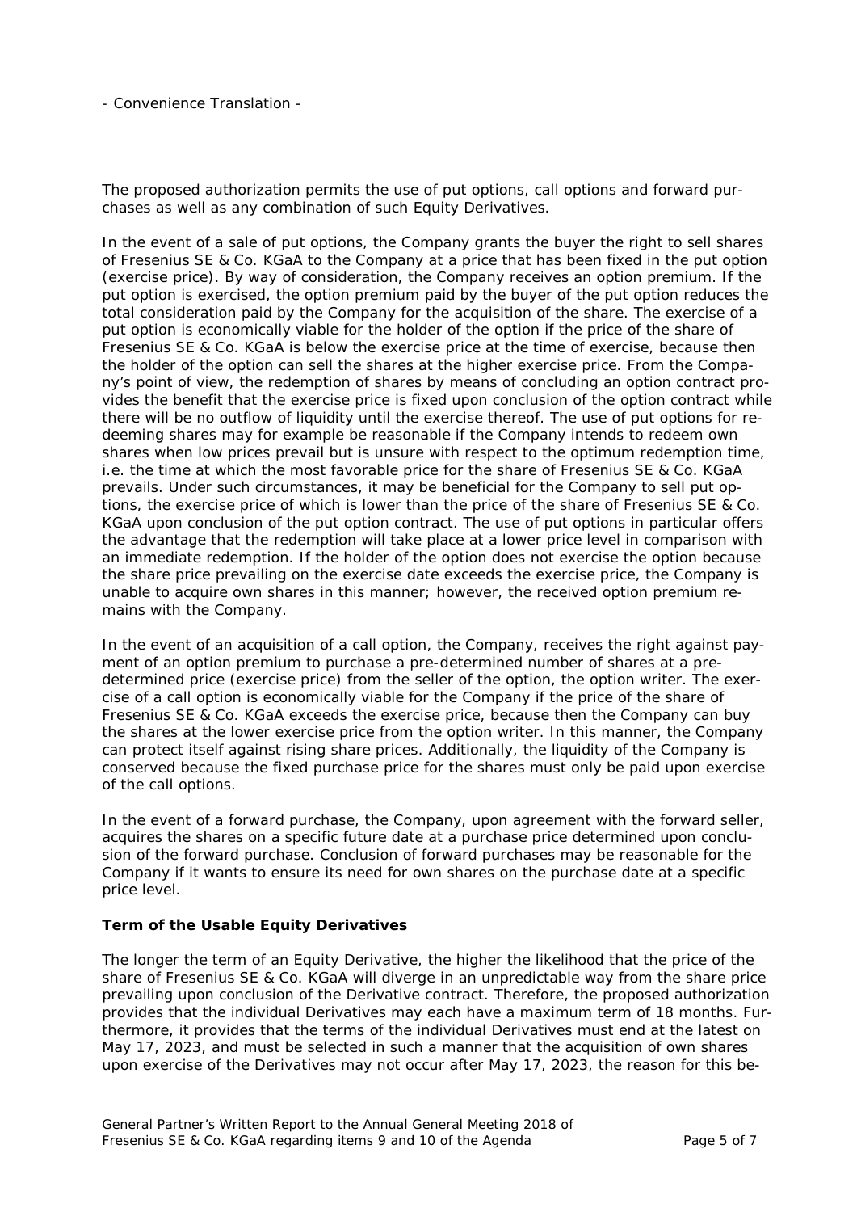- Convenience Translation -

The proposed authorization permits the use of put options, call options and forward purchases as well as any combination of such Equity Derivatives.

In the event of a sale of put options, the Company grants the buyer the right to sell shares of Fresenius SE & Co. KGaA to the Company at a price that has been fixed in the put option (exercise price). By way of consideration, the Company receives an option premium. If the put option is exercised, the option premium paid by the buyer of the put option reduces the total consideration paid by the Company for the acquisition of the share. The exercise of a put option is economically viable for the holder of the option if the price of the share of Fresenius SE & Co. KGaA is below the exercise price at the time of exercise, because then the holder of the option can sell the shares at the higher exercise price. From the Company's point of view, the redemption of shares by means of concluding an option contract provides the benefit that the exercise price is fixed upon conclusion of the option contract while there will be no outflow of liquidity until the exercise thereof. The use of put options for redeeming shares may for example be reasonable if the Company intends to redeem own shares when low prices prevail but is unsure with respect to the optimum redemption time, i.e. the time at which the most favorable price for the share of Fresenius SE & Co. KGaA prevails. Under such circumstances, it may be beneficial for the Company to sell put options, the exercise price of which is lower than the price of the share of Fresenius SE & Co. KGaA upon conclusion of the put option contract. The use of put options in particular offers the advantage that the redemption will take place at a lower price level in comparison with an immediate redemption. If the holder of the option does not exercise the option because the share price prevailing on the exercise date exceeds the exercise price, the Company is unable to acquire own shares in this manner; however, the received option premium remains with the Company.

In the event of an acquisition of a call option, the Company, receives the right against payment of an option premium to purchase a pre-determined number of shares at a pre-determined price (exercise price) from the seller of the option, the option writer. The exercise of a call option is economically viable for the Company if the price of the share of Fresenius SE & Co. KGaA exceeds the exercise price, because then the Company can buy the shares at the lower exercise price from the option writer. In this manner, the Company can protect itself against rising share prices. Additionally, the liquidity of the Company is conserved because the fixed purchase price for the shares must only be paid upon exercise of the call options.

In the event of a forward purchase, the Company, upon agreement with the forward seller, acquires the shares on a specific future date at a purchase price determined upon conclusion of the forward purchase. Conclusion of forward purchases may be reasonable for the Company if it wants to ensure its need for own shares on the purchase date at a specific price level.

**Term of the Usable Equity Derivatives**

The longer the term of an Equity Derivative, the higher the likelihood that the price of the share of Fresenius SE & Co. KGaA will diverge in an unpredictable way from the share price prevailing upon conclusion of the Derivative contract. Therefore, the proposed authorization provides that the individual Derivatives may each have a maximum term of 18 months. Furthermore, it provides that the terms of the individual Derivatives must end at the latest on May 17, 2023, and must be selected in such a manner that the acquisition of own shares upon exercise of the Derivatives may not occur after May 17, 2023, the reason for this be-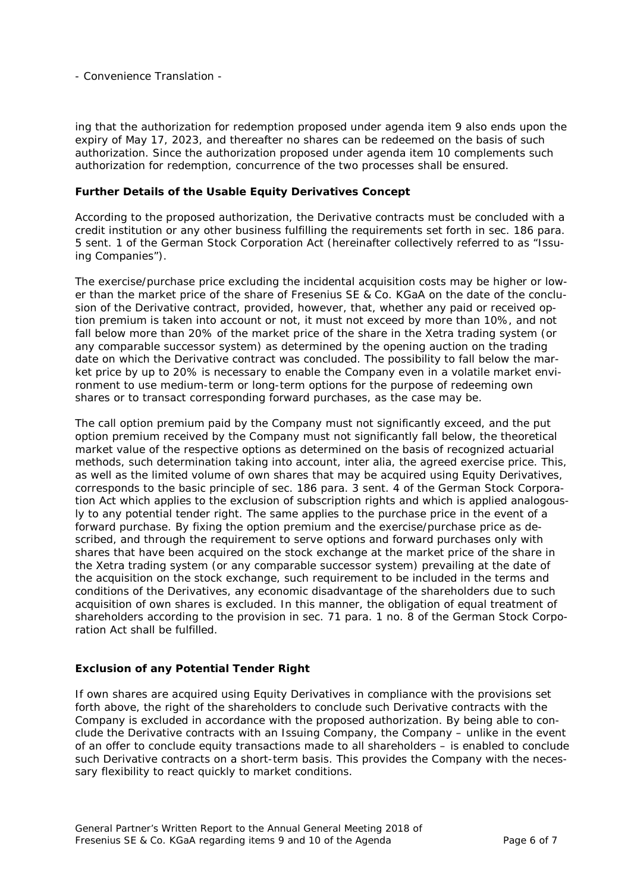ing that the authorization for redemption proposed under agenda item 9 also ends upon the expiry of May 17, 2023, and thereafter no shares can be redeemed on the basis of such authorization. Since the authorization proposed under agenda item 10 complements such authorization for redemption, concurrence of the two processes shall be ensured.

**Further Details of the Usable Equity Derivatives Concept**

According to the proposed authorization, the Derivative contracts must be concluded with a credit institution or any other business fulfilling the requirements set forth in sec. 186 para. 5 sent. 1 of the German Stock Corporation Act (hereinafter collectively referred to as "Issuing Companies").

The exercise/purchase price excluding the incidental acquisition costs may be higher or lower than the market price of the share of Fresenius SE & Co. KGaA on the date of the conclusion of the Derivative contract, provided, however, that, whether any paid or received option premium is taken into account or not, it must not exceed by more than 10%, and not fall below more than 20% of the market price of the share in the Xetra trading system (or any comparable successor system) as determined by the opening auction on the trading date on which the Derivative contract was concluded. The possibility to fall below the market price by up to 20% is necessary to enable the Company even in a volatile market environment to use medium-term or long-term options for the purpose of redeeming own shares or to transact corresponding forward purchases, as the case may be.

The call option premium paid by the Company must not significantly exceed, and the put option premium received by the Company must not significantly fall below, the theoretical market value of the respective options as determined on the basis of recognized actuarial methods, such determination taking into account, inter alia, the agreed exercise price. This, as well as the limited volume of own shares that may be acquired using Equity Derivatives, corresponds to the basic principle of sec. 186 para. 3 sent. 4 of the German Stock Corporation Act which applies to the exclusion of subscription rights and which is applied analogously to any potential tender right. The same applies to the purchase price in the event of a forward purchase. By fixing the option premium and the exercise/purchase price as described, and through the requirement to serve options and forward purchases only with shares that have been acquired on the stock exchange at the market price of the share in the Xetra trading system (or any comparable successor system) prevailing at the date of the acquisition on the stock exchange, such requirement to be included in the terms and conditions of the Derivatives, any economic disadvantage of the shareholders due to such acquisition of own shares is excluded. In this manner, the obligation of equal treatment of shareholders according to the provision in sec. 71 para. 1 no. 8 of the German Stock Corporation Act shall be fulfilled.

**Exclusion of any Potential Tender Right**

If own shares are acquired using Equity Derivatives in compliance with the provisions set forth above, the right of the shareholders to conclude such Derivative contracts with the Company is excluded in accordance with the proposed authorization. By being able to conclude the Derivative contracts with an Issuing Company, the Company – unlike in the event of an offer to conclude equity transactions made to all shareholders – is enabled to conclude such Derivative contracts on a short-term basis. This provides the Company with the necessary flexibility to react quickly to market conditions.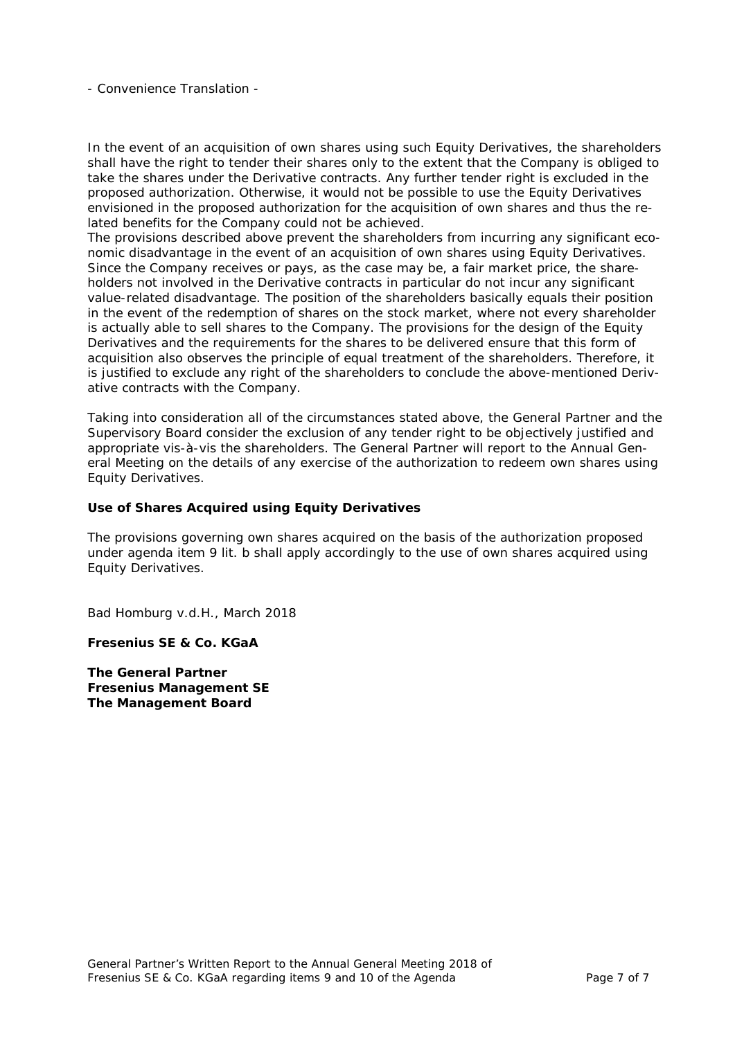- Convenience Translation -

In the event of an acquisition of own shares using such Equity Derivatives, the shareholders shall have the right to tender their shares only to the extent that the Company is obliged to take the shares under the Derivative contracts. Any further tender right is excluded in the proposed authorization. Otherwise, it would not be possible to use the Equity Derivatives envisioned in the proposed authorization for the acquisition of own shares and thus the related benefits for the Company could not be achieved.
The provisions described above prevent the shareholders from incurring any significant economic disadvantage in the event of an acquisition of own shares using Equity Derivatives. Since the Company receives or pays, as the case may be, a fair market price, the shareholders not involved in the Derivative contracts in particular do not incur any significant value-related disadvantage. The position of the shareholders basically equals their position in the event of the redemption of shares on the stock market, where not every shareholder is actually able to sell shares to the Company. The provisions for the design of the Equity Derivatives and the requirements for the shares to be delivered ensure that this form of acquisition also observes the principle of equal treatment of the shareholders. Therefore, it is justified to exclude any right of the shareholders to conclude the above-mentioned Derivative contracts with the Company.

Taking into consideration all of the circumstances stated above, the General Partner and the Supervisory Board consider the exclusion of any tender right to be objectively justified and appropriate vis-à-vis the shareholders. The General Partner will report to the Annual General Meeting on the details of any exercise of the authorization to redeem own shares using Equity Derivatives.

**Use of Shares Acquired using Equity Derivatives**

The provisions governing own shares acquired on the basis of the authorization proposed under agenda item 9 lit. b shall apply accordingly to the use of own shares acquired using Equity Derivatives.

Bad Homburg v.d.H., March 2018

**Fresenius SE & Co. KGaA**

**The General Partner**
**Fresenius Management SE**
**The Management Board**